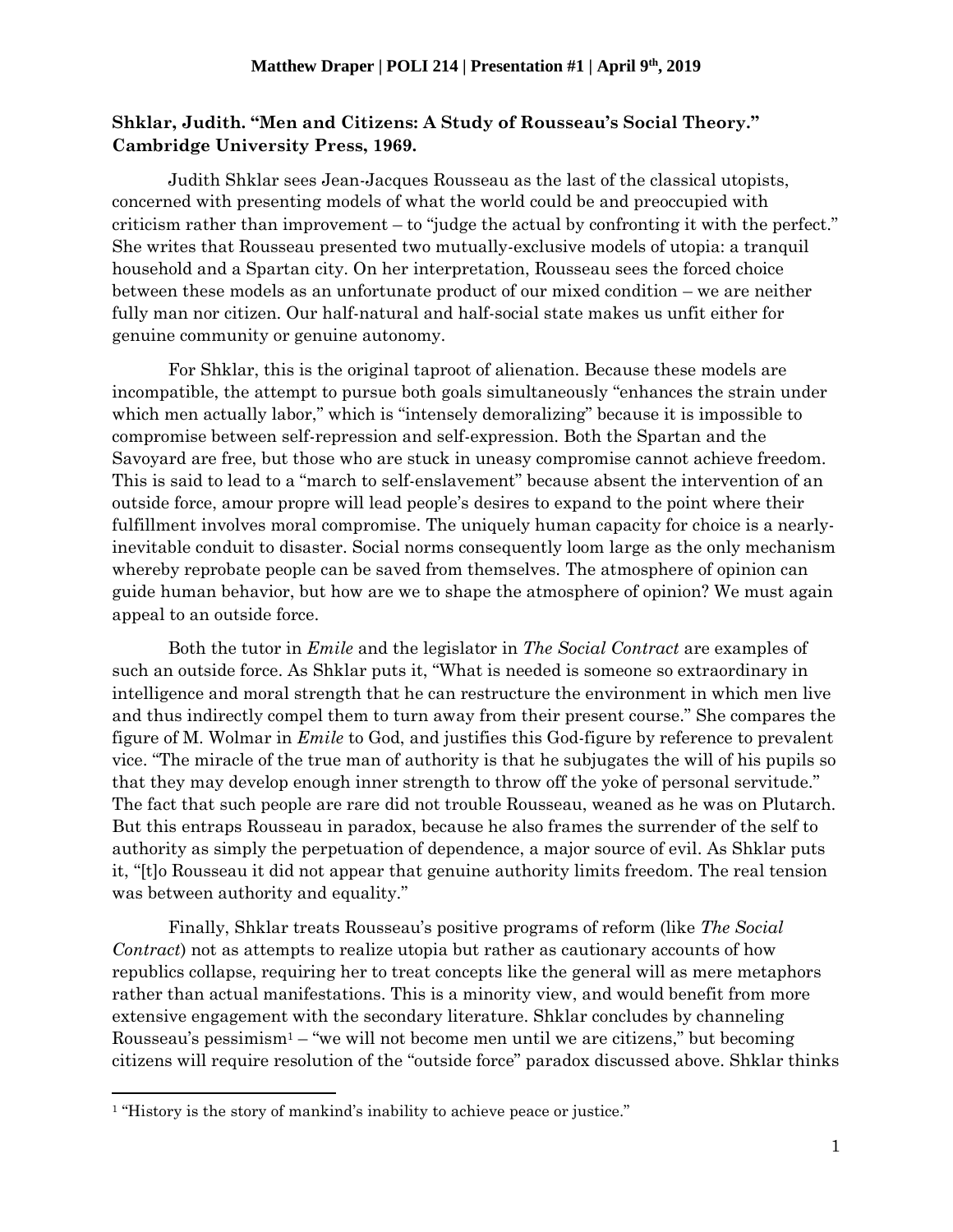**Matthew Draper | POLI 214 | Presentation #1 | April 9th, 2019**

## **Shklar, Judith. "Men and Citizens: A Study of Rousseau's Social Theory." Cambridge University Press, 1969.**

Judith Shklar sees Jean-Jacques Rousseau as the last of the classical utopists, concerned with presenting models of what the world could be and preoccupied with criticism rather than improvement – to "judge the actual by confronting it with the perfect." She writes that Rousseau presented two mutually-exclusive models of utopia: a tranquil household and a Spartan city. On her interpretation, Rousseau sees the forced choice between these models as an unfortunate product of our mixed condition – we are neither fully man nor citizen. Our half-natural and half-social state makes us unfit either for genuine community or genuine autonomy.

For Shklar, this is the original taproot of alienation. Because these models are incompatible, the attempt to pursue both goals simultaneously "enhances the strain under which men actually labor," which is "intensely demoralizing" because it is impossible to compromise between self-repression and self-expression. Both the Spartan and the Savoyard are free, but those who are stuck in uneasy compromise cannot achieve freedom. This is said to lead to a "march to self-enslavement" because absent the intervention of an outside force, amour propre will lead people's desires to expand to the point where their fulfillment involves moral compromise. The uniquely human capacity for choice is a nearly-inevitable conduit to disaster. Social norms consequently loom large as the only mechanism whereby reprobate people can be saved from themselves. The atmosphere of opinion can guide human behavior, but how are we to shape the atmosphere of opinion? We must again appeal to an outside force.

Both the tutor in *Emile* and the legislator in *The Social Contract* are examples of such an outside force. As Shklar puts it, "What is needed is someone so extraordinary in intelligence and moral strength that he can restructure the environment in which men live and thus indirectly compel them to turn away from their present course." She compares the figure of M. Wolmar in *Emile* to God, and justifies this God-figure by reference to prevalent vice. "The miracle of the true man of authority is that he subjugates the will of his pupils so that they may develop enough inner strength to throw off the yoke of personal servitude." The fact that such people are rare did not trouble Rousseau, weaned as he was on Plutarch. But this entraps Rousseau in paradox, because he also frames the surrender of the self to authority as simply the perpetuation of dependence, a major source of evil. As Shklar puts it, "[t]o Rousseau it did not appear that genuine authority limits freedom. The real tension was between authority and equality."

Finally, Shklar treats Rousseau's positive programs of reform (like *The Social Contract*) not as attempts to realize utopia but rather as cautionary accounts of how republics collapse, requiring her to treat concepts like the general will as mere metaphors rather than actual manifestations. This is a minority view, and would benefit from more extensive engagement with the secondary literature. Shklar concludes by channeling Rousseau's pessimism[1] – "we will not become men until we are citizens," but becoming citizens will require resolution of the "outside force" paradox discussed above. Shklar thinks

[1] "History is the story of mankind's inability to achieve peace or justice."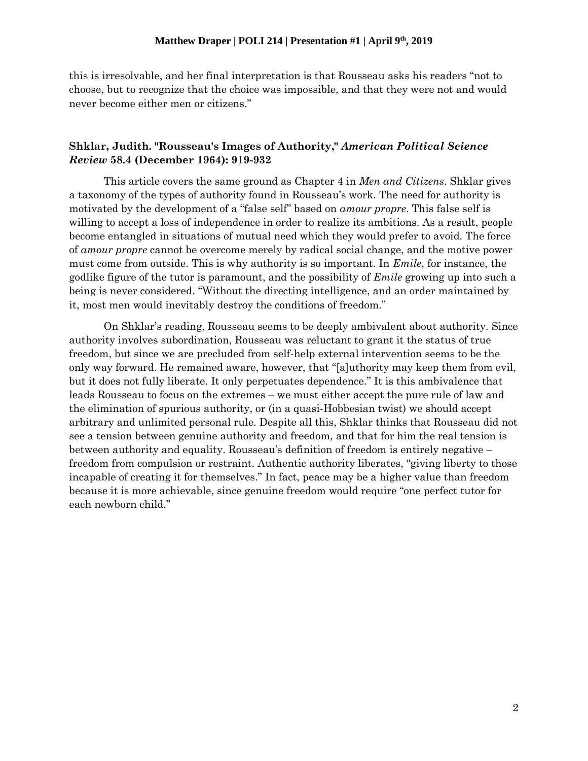this is irresolvable, and her final interpretation is that Rousseau asks his readers "not to choose, but to recognize that the choice was impossible, and that they were not and would never become either men or citizens."

### Shklar, Judith. "Rousseau's Images of Authority," *American Political Science Review* 58.4 (December 1964): 919-932

This article covers the same ground as Chapter 4 in *Men and Citizens*. Shklar gives a taxonomy of the types of authority found in Rousseau's work. The need for authority is motivated by the development of a "false self" based on *amour propre*. This false self is willing to accept a loss of independence in order to realize its ambitions. As a result, people become entangled in situations of mutual need which they would prefer to avoid. The force of *amour propre* cannot be overcome merely by radical social change, and the motive power must come from outside. This is why authority is so important. In *Emile*, for instance, the godlike figure of the tutor is paramount, and the possibility of *Emile* growing up into such a being is never considered. "Without the directing intelligence, and an order maintained by it, most men would inevitably destroy the conditions of freedom."

On Shklar's reading, Rousseau seems to be deeply ambivalent about authority. Since authority involves subordination, Rousseau was reluctant to grant it the status of true freedom, but since we are precluded from self-help external intervention seems to be the only way forward. He remained aware, however, that "[a]uthority may keep them from evil, but it does not fully liberate. It only perpetuates dependence." It is this ambivalence that leads Rousseau to focus on the extremes – we must either accept the pure rule of law and the elimination of spurious authority, or (in a quasi-Hobbesian twist) we should accept arbitrary and unlimited personal rule. Despite all this, Shklar thinks that Rousseau did not see a tension between genuine authority and freedom, and that for him the real tension is between authority and equality. Rousseau's definition of freedom is entirely negative – freedom from compulsion or restraint. Authentic authority liberates, "giving liberty to those incapable of creating it for themselves." In fact, peace may be a higher value than freedom because it is more achievable, since genuine freedom would require "one perfect tutor for each newborn child."